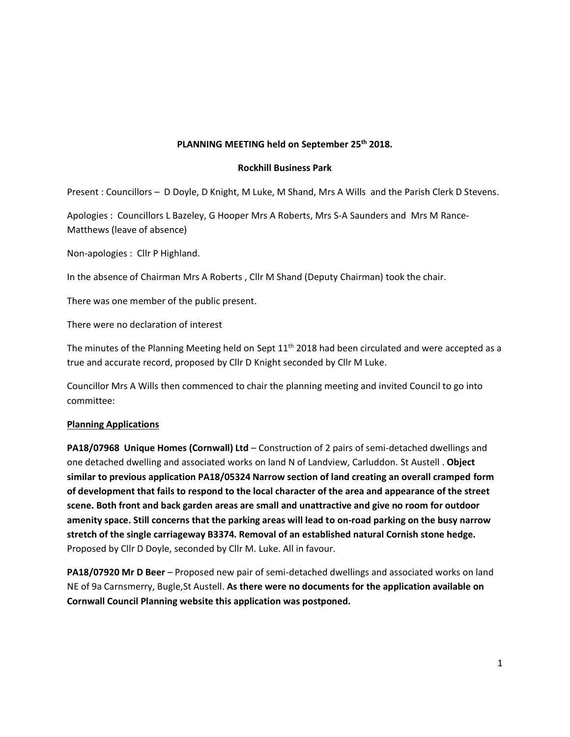**PLANNING MEETING held on September 25th 2018.**

**Rockhill Business Park**

Present : Councillors – D Doyle, D Knight, M Luke, M Shand, Mrs A Wills and the Parish Clerk D Stevens.

Apologies : Councillors L Bazeley, G Hooper Mrs A Roberts, Mrs S-A Saunders and Mrs M Rance-Matthews (leave of absence)

Non-apologies : Cllr P Highland.

In the absence of Chairman Mrs A Roberts , Cllr M Shand (Deputy Chairman) took the chair.

There was one member of the public present.

There were no declaration of interest

The minutes of the Planning Meeting held on Sept 11th 2018 had been circulated and were accepted as a true and accurate record, proposed by Cllr D Knight seconded by Cllr M Luke.

Councillor Mrs A Wills then commenced to chair the planning meeting and invited Council to go into committee:

**<u>Planning Applications</u>**

**PA18/07968 Unique Homes (Cornwall) Ltd** – Construction of 2 pairs of semi-detached dwellings and one detached dwelling and associated works on land N of Landview, Carluddon. St Austell . **Object similar to previous application PA18/05324 Narrow section of land creating an overall cramped form of development that fails to respond to the local character of the area and appearance of the street scene. Both front and back garden areas are small and unattractive and give no room for outdoor amenity space. Still concerns that the parking areas will lead to on-road parking on the busy narrow stretch of the single carriageway B3374. Removal of an established natural Cornish stone hedge.** Proposed by Cllr D Doyle, seconded by Cllr M. Luke. All in favour.

**PA18/07920 Mr D Beer** – Proposed new pair of semi-detached dwellings and associated works on land NE of 9a Carnsmerry, Bugle,St Austell. **As there were no documents for the application available on Cornwall Council Planning website this application was postponed.**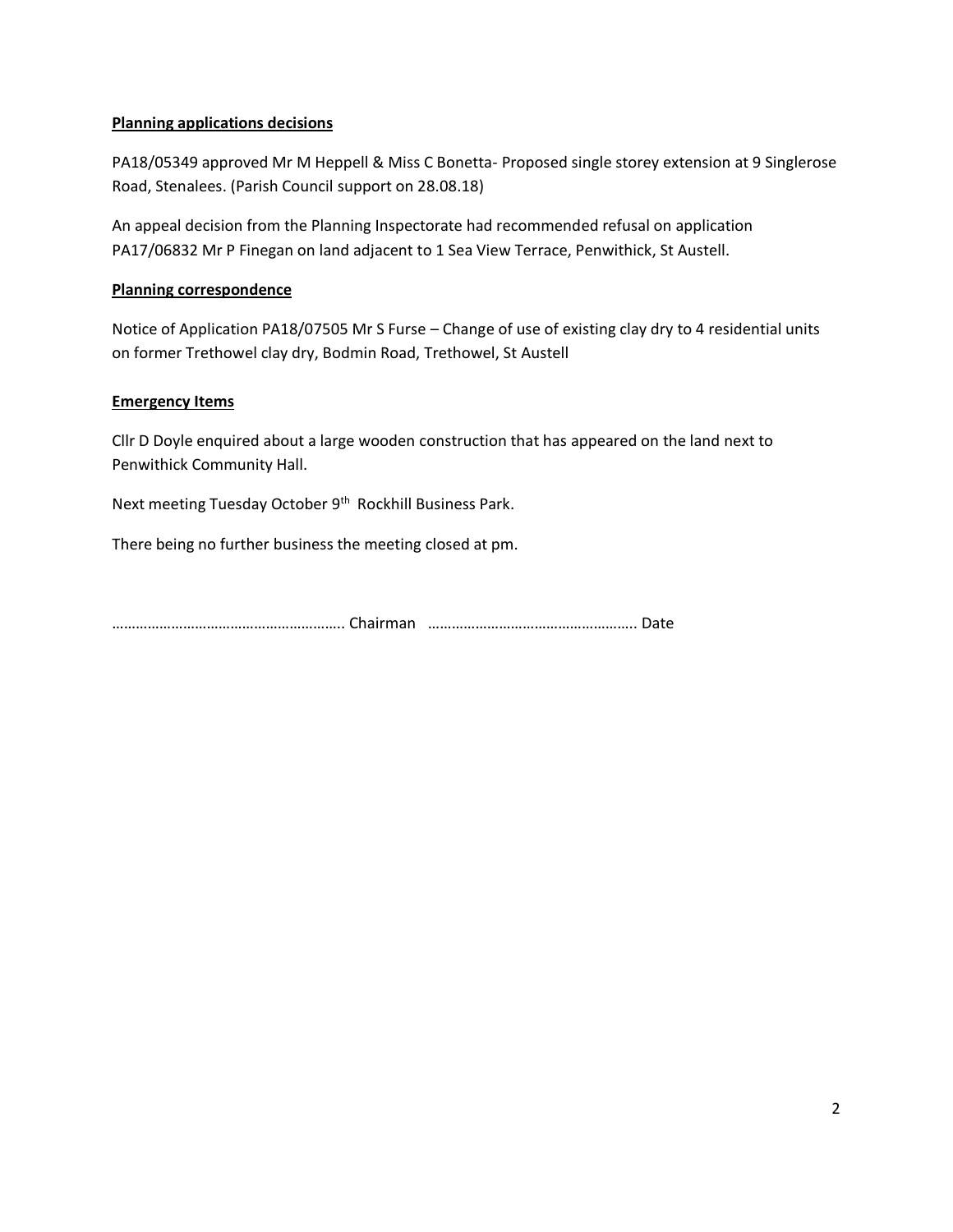**Planning applications decisions**

PA18/05349 approved Mr M Heppell & Miss C Bonetta- Proposed single storey extension at 9 Singlerose Road, Stenalees. (Parish Council support on 28.08.18)

An appeal decision from the Planning Inspectorate had recommended refusal on application PA17/06832 Mr P Finegan on land adjacent to 1 Sea View Terrace, Penwithick, St Austell.

**Planning correspondence**

Notice of Application PA18/07505 Mr S Furse – Change of use of existing clay dry to 4 residential units on former Trethowel clay dry, Bodmin Road, Trethowel, St Austell

**Emergency Items**

Cllr D Doyle enquired about a large wooden construction that has appeared on the land next to Penwithick Community Hall.

Next meeting Tuesday October 9th Rockhill Business Park.

There being no further business the meeting closed at pm.

………………………………………………….. Chairman ……………………………………………. Date